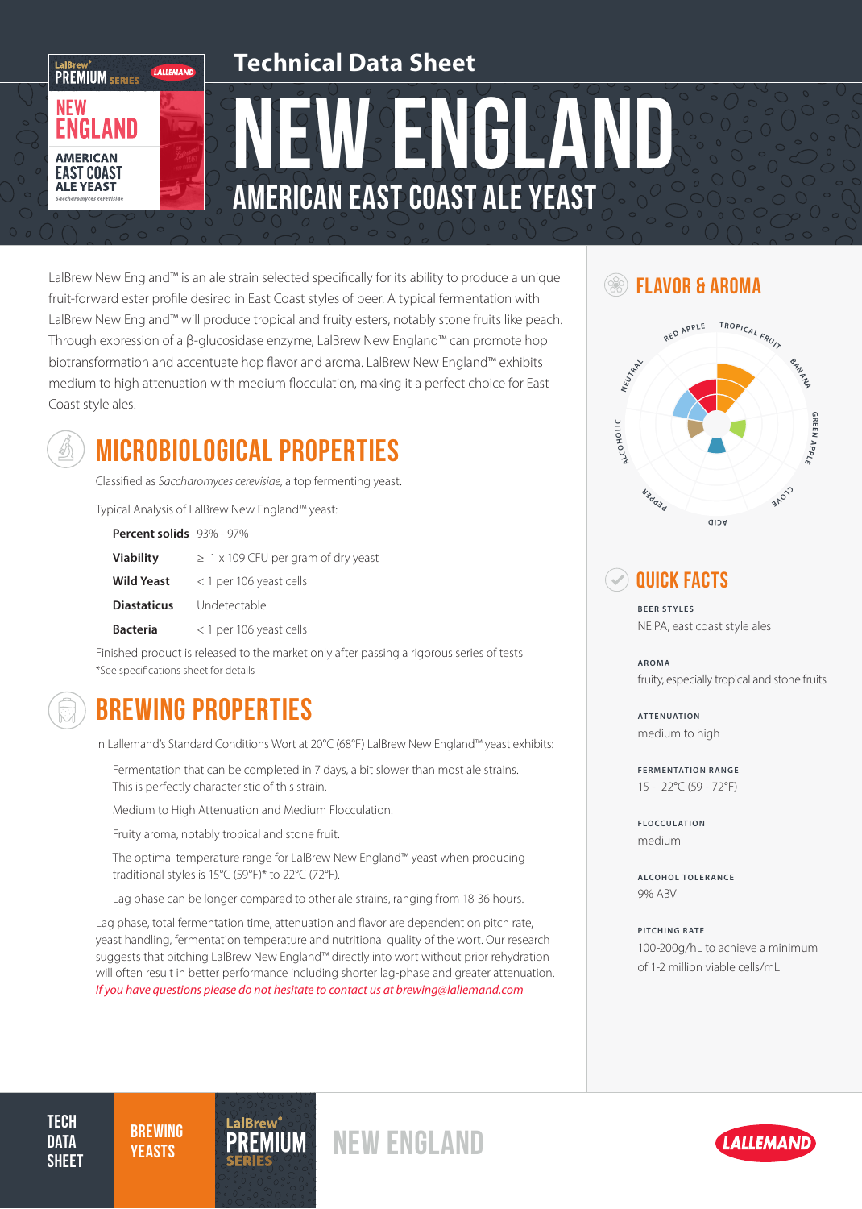# Technical Data Sheet

# NEW ENGLAND

## AMERICAN EAST COAST ALE YEAST

LalBrew New England™ is an ale strain selected specifically for its ability to produce a unique fruit-forward ester profile desired in East Coast styles of beer. A typical fermentation with LalBrew New England™ will produce tropical and fruity esters, notably stone fruits like peach. Through expression of a β-glucosidase enzyme, LalBrew New England™ can promote hop biotransformation and accentuate hop flavor and aroma. LalBrew New England™ exhibits medium to high attenuation with medium flocculation, making it a perfect choice for East Coast style ales.

## MICROBIOLOGICAL PROPERTIES

Classified as *Saccharomyces cerevisiae*, a top fermenting yeast.

Typical Analysis of LalBrew New England™ yeast:

| | |
|---|---|
| **Percent solids** | 93% - 97% |
| **Viability** | ≥ 1 x 109 CFU per gram of dry yeast |
| **Wild Yeast** | < 1 per 106 yeast cells |
| **Diastaticus** | Undetectable |
| **Bacteria** | < 1 per 106 yeast cells |

Finished product is released to the market only after passing a rigorous series of tests
*See specifications sheet for details

## BREWING PROPERTIES

In Lallemand's Standard Conditions Wort at 20°C (68°F) LalBrew New England™ yeast exhibits:

- Fermentation that can be completed in 7 days, a bit slower than most ale strains. This is perfectly characteristic of this strain.
- Medium to High Attenuation and Medium Flocculation.
- Fruity aroma, notably tropical and stone fruit.
- The optimal temperature range for LalBrew New England™ yeast when producing traditional styles is 15°C (59°F)* to 22°C (72°F).
- Lag phase can be longer compared to other ale strains, ranging from 18-36 hours.

Lag phase, total fermentation time, attenuation and flavor are dependent on pitch rate, yeast handling, fermentation temperature and nutritional quality of the wort. Our research suggests that pitching LalBrew New England™ directly into wort without prior rehydration will often result in better performance including shorter lag-phase and greater attenuation.
*If you have questions please do not hesitate to contact us at brewing@lallemand.com*

## FLAVOR & AROMA

Red Apple, Tropical Fruit, Banana, Green Apple, Clove, Acid, Pepper, Alcoholic, Neutral

## QUICK FACTS

**BEER STYLES**
NEIPA, east coast style ales

**AROMA**
fruity, especially tropical and stone fruits

**ATTENUATION**
medium to high

**FERMENTATION RANGE**
15 - 22°C (59 - 72°F)

**FLOCCULATION**
medium

**ALCOHOL TOLERANCE**
9% ABV

**PITCHING RATE**
100-200g/hL to achieve a minimum of 1-2 million viable cells/mL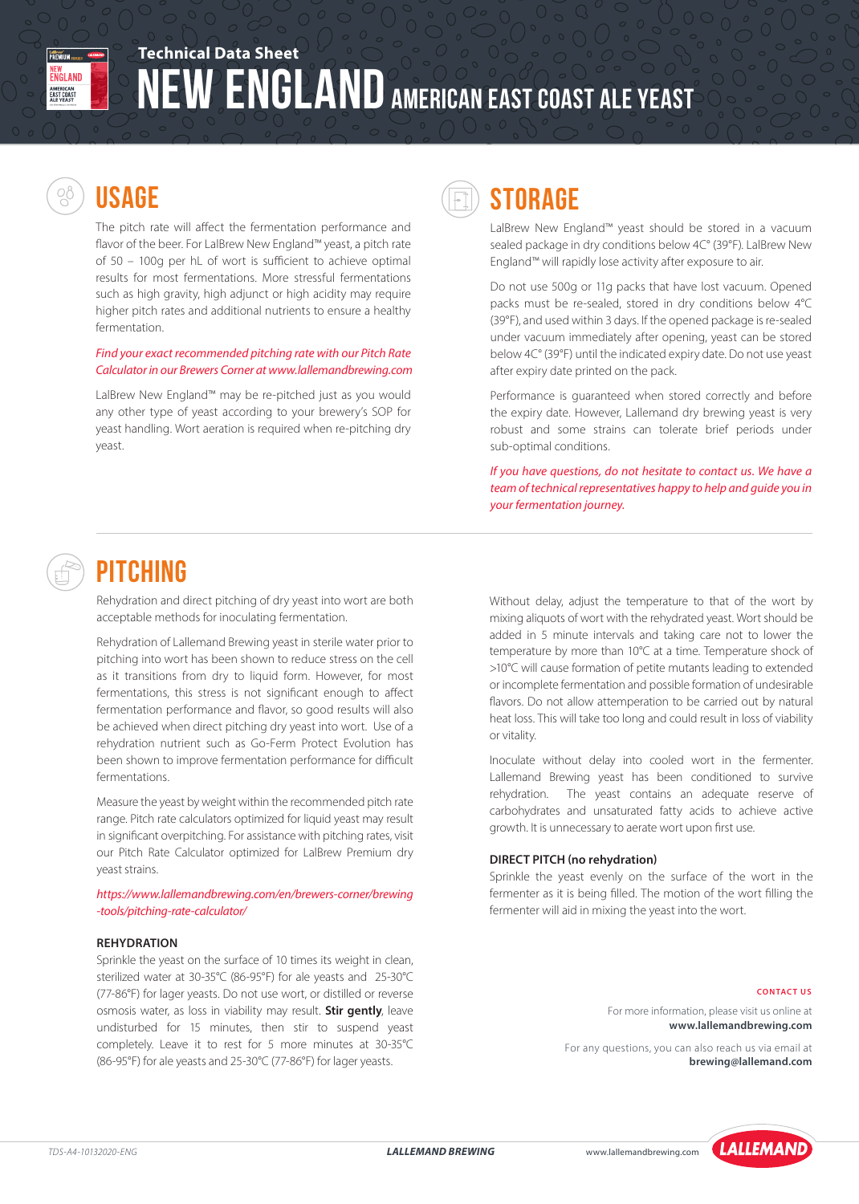Technical Data Sheet

# NEW ENGLAND AMERICAN EAST COAST ALE YEAST

## USAGE

The pitch rate will affect the fermentation performance and flavor of the beer. For LalBrew New England™ yeast, a pitch rate of 50 – 100g per hL of wort is sufficient to achieve optimal results for most fermentations. More stressful fermentations such as high gravity, high adjunct or high acidity may require higher pitch rates and additional nutrients to ensure a healthy fermentation.

*Find your exact recommended pitching rate with our Pitch Rate Calculator in our Brewers Corner at www.lallemandbrewing.com*

LalBrew New England™ may be re-pitched just as you would any other type of yeast according to your brewery's SOP for yeast handling. Wort aeration is required when re-pitching dry yeast.

## STORAGE

LalBrew New England™ yeast should be stored in a vacuum sealed package in dry conditions below 4C° (39°F). LalBrew New England™ will rapidly lose activity after exposure to air.

Do not use 500g or 11g packs that have lost vacuum. Opened packs must be re-sealed, stored in dry conditions below 4°C (39°F), and used within 3 days. If the opened package is re-sealed under vacuum immediately after opening, yeast can be stored below 4C° (39°F) until the indicated expiry date. Do not use yeast after expiry date printed on the pack.

Performance is guaranteed when stored correctly and before the expiry date. However, Lallemand dry brewing yeast is very robust and some strains can tolerate brief periods under sub-optimal conditions.

*If you have questions, do not hesitate to contact us. We have a team of technical representatives happy to help and guide you in your fermentation journey.*

## PITCHING

Rehydration and direct pitching of dry yeast into wort are both acceptable methods for inoculating fermentation.

Rehydration of Lallemand Brewing yeast in sterile water prior to pitching into wort has been shown to reduce stress on the cell as it transitions from dry to liquid form. However, for most fermentations, this stress is not significant enough to affect fermentation performance and flavor, so good results will also be achieved when direct pitching dry yeast into wort. Use of a rehydration nutrient such as Go-Ferm Protect Evolution has been shown to improve fermentation performance for difficult fermentations.

Measure the yeast by weight within the recommended pitch rate range. Pitch rate calculators optimized for liquid yeast may result in significant overpitching. For assistance with pitching rates, visit our Pitch Rate Calculator optimized for LalBrew Premium dry yeast strains.

*https://www.lallemandbrewing.com/en/brewers-corner/brewing-tools/pitching-rate-calculator/*

### REHYDRATION

Sprinkle the yeast on the surface of 10 times its weight in clean, sterilized water at 30-35°C (86-95°F) for ale yeasts and 25-30°C (77-86°F) for lager yeasts. Do not use wort, or distilled or reverse osmosis water, as loss in viability may result. **Stir gently**, leave undisturbed for 15 minutes, then stir to suspend yeast completely. Leave it to rest for 5 more minutes at 30-35°C (86-95°F) for ale yeasts and 25-30°C (77-86°F) for lager yeasts.

Without delay, adjust the temperature to that of the wort by mixing aliquots of wort with the rehydrated yeast. Wort should be added in 5 minute intervals and taking care not to lower the temperature by more than 10°C at a time. Temperature shock of >10°C will cause formation of petite mutants leading to extended or incomplete fermentation and possible formation of undesirable flavors. Do not allow attemperation to be carried out by natural heat loss. This will take too long and could result in loss of viability or vitality.

Inoculate without delay into cooled wort in the fermenter. Lallemand Brewing yeast has been conditioned to survive rehydration. The yeast contains an adequate reserve of carbohydrates and unsaturated fatty acids to achieve active growth. It is unnecessary to aerate wort upon first use.

### DIRECT PITCH (no rehydration)

Sprinkle the yeast evenly on the surface of the wort in the fermenter as it is being filled. The motion of the wort filling the fermenter will aid in mixing the yeast into the wort.

**CONTACT US**

For more information, please visit us online at **www.lallemandbrewing.com**

For any questions, you can also reach us via email at **brewing@lallemand.com**

TDS-A4-10132020-ENG

**LALLEMAND BREWING**

www.lallemandbrewing.com